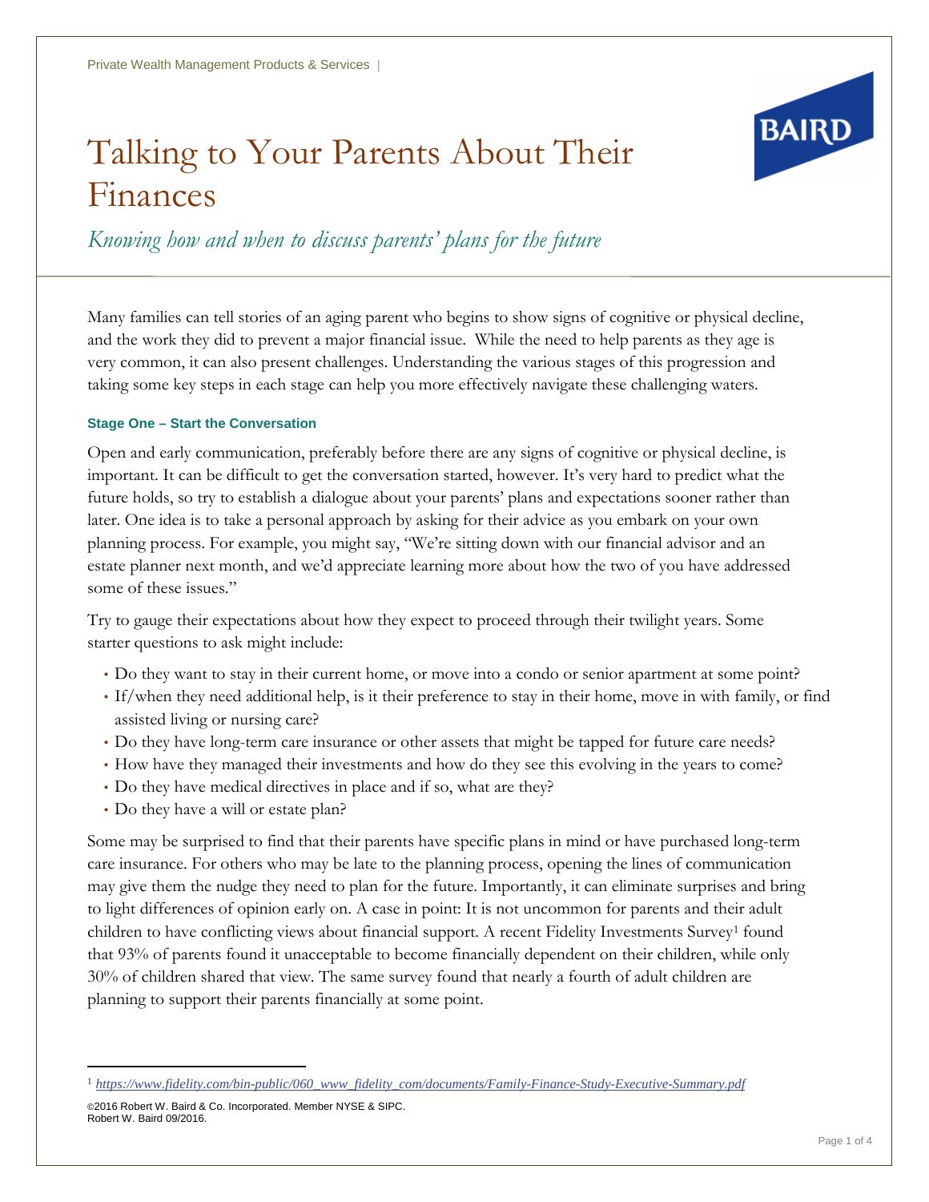# Talking to Your Parents About Their Finances

*Knowing how and when to discuss parents' plans for the future*

Many families can tell stories of an aging parent who begins to show signs of cognitive or physical decline, and the work they did to prevent a major financial issue. While the need to help parents as they age is very common, it can also present challenges. Understanding the various stages of this progression and taking some key steps in each stage can help you more effectively navigate these challenging waters.

### Stage One – Start the Conversation

Open and early communication, preferably before there are any signs of cognitive or physical decline, is important. It can be difficult to get the conversation started, however. It's very hard to predict what the future holds, so try to establish a dialogue about your parents' plans and expectations sooner rather than later. One idea is to take a personal approach by asking for their advice as you embark on your own planning process. For example, you might say, "We're sitting down with our financial advisor and an estate planner next month, and we'd appreciate learning more about how the two of you have addressed some of these issues."

Try to gauge their expectations about how they expect to proceed through their twilight years. Some starter questions to ask might include:

- Do they want to stay in their current home, or move into a condo or senior apartment at some point?
- If/when they need additional help, is it their preference to stay in their home, move in with family, or find assisted living or nursing care?
- Do they have long-term care insurance or other assets that might be tapped for future care needs?
- How have they managed their investments and how do they see this evolving in the years to come?
- Do they have medical directives in place and if so, what are they?
- Do they have a will or estate plan?

Some may be surprised to find that their parents have specific plans in mind or have purchased long-term care insurance. For others who may be late to the planning process, opening the lines of communication may give them the nudge they need to plan for the future. Importantly, it can eliminate surprises and bring to light differences of opinion early on. A case in point: It is not uncommon for parents and their adult children to have conflicting views about financial support. A recent Fidelity Investments Survey[1] found that 93% of parents found it unacceptable to become financially dependent on their children, while only 30% of children shared that view. The same survey found that nearly a fourth of adult children are planning to support their parents financially at some point.

---

[1] *https://www.fidelity.com/bin-public/060_www_fidelity_com/documents/Family-Finance-Study-Executive-Summary.pdf*

©2016 Robert W. Baird & Co. Incorporated. Member NYSE & SIPC.
Robert W. Baird 09/2016.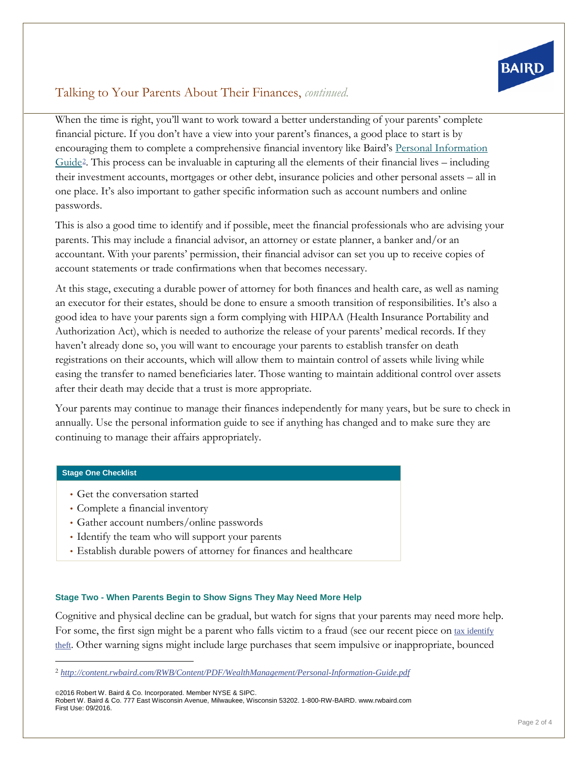When the time is right, you'll want to work toward a better understanding of your parents' complete financial picture. If you don't have a view into your parent's finances, a good place to start is by encouraging them to complete a comprehensive financial inventory like Baird's Personal Information Guide[2]. This process can be invaluable in capturing all the elements of their financial lives – including their investment accounts, mortgages or other debt, insurance policies and other personal assets – all in one place. It's also important to gather specific information such as account numbers and online passwords.

This is also a good time to identify and if possible, meet the financial professionals who are advising your parents. This may include a financial advisor, an attorney or estate planner, a banker and/or an accountant. With your parents' permission, their financial advisor can set you up to receive copies of account statements or trade confirmations when that becomes necessary.

At this stage, executing a durable power of attorney for both finances and health care, as well as naming an executor for their estates, should be done to ensure a smooth transition of responsibilities. It's also a good idea to have your parents sign a form complying with HIPAA (Health Insurance Portability and Authorization Act), which is needed to authorize the release of your parents' medical records. If they haven't already done so, you will want to encourage your parents to establish transfer on death registrations on their accounts, which will allow them to maintain control of assets while living while easing the transfer to named beneficiaries later. Those wanting to maintain additional control over assets after their death may decide that a trust is more appropriate.

Your parents may continue to manage their finances independently for many years, but be sure to check in annually. Use the personal information guide to see if anything has changed and to make sure they are continuing to manage their affairs appropriately.

**Stage One Checklist**

- Get the conversation started
- Complete a financial inventory
- Gather account numbers/online passwords
- Identify the team who will support your parents
- Establish durable powers of attorney for finances and healthcare

### Stage Two - When Parents Begin to Show Signs They May Need More Help

Cognitive and physical decline can be gradual, but watch for signs that your parents may need more help. For some, the first sign might be a parent who falls victim to a fraud (see our recent piece on tax identify theft. Other warning signs might include large purchases that seem impulsive or inappropriate, bounced

---

[2] *http://content.rwbaird.com/RWB/Content/PDF/WealthManagement/Personal-Information-Guide.pdf*

©2016 Robert W. Baird & Co. Incorporated. Member NYSE & SIPC.
Robert W. Baird & Co. 777 East Wisconsin Avenue, Milwaukee, Wisconsin 53202. 1-800-RW-BAIRD. www.rwbaird.com
First Use: 09/2016.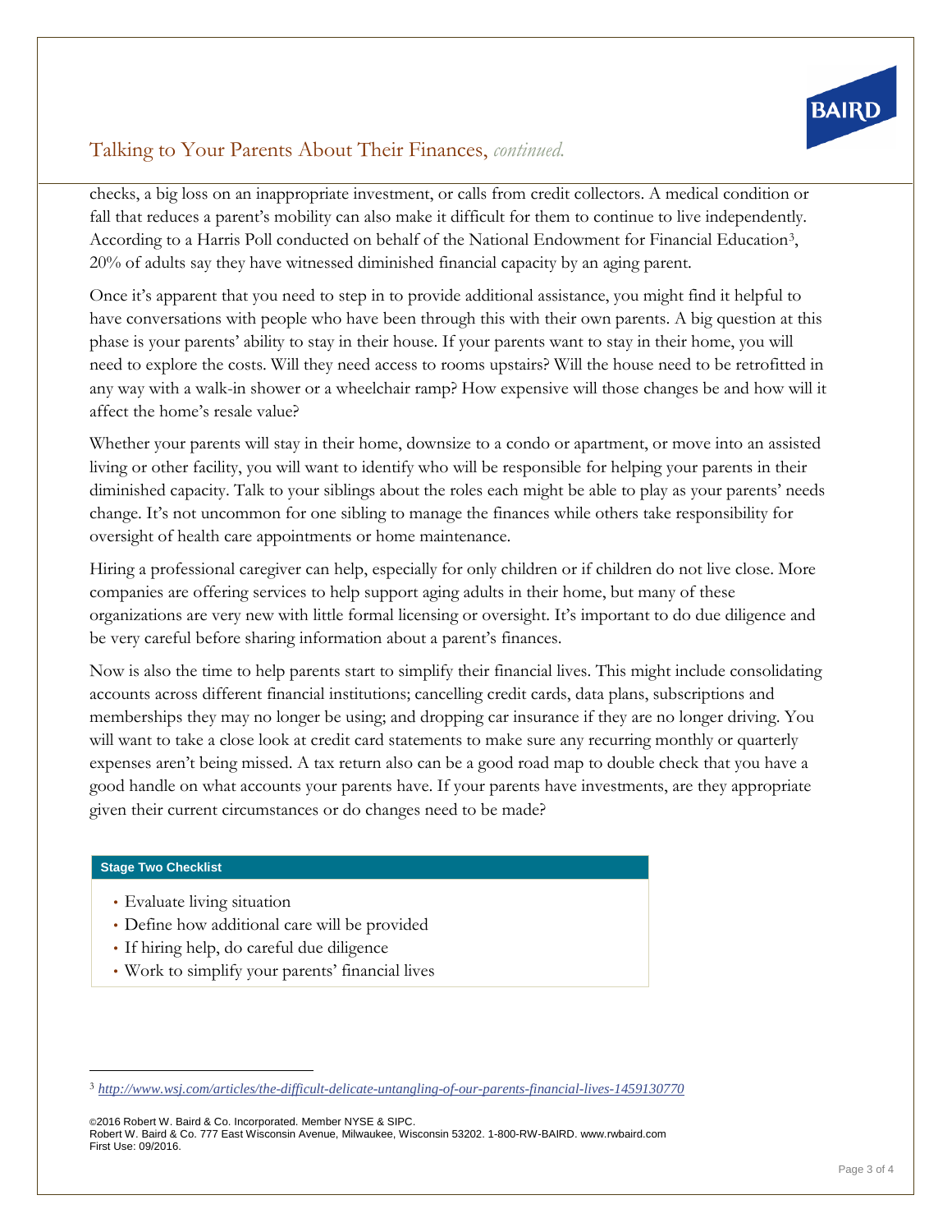checks, a big loss on an inappropriate investment, or calls from credit collectors. A medical condition or fall that reduces a parent's mobility can also make it difficult for them to continue to live independently. According to a Harris Poll conducted on behalf of the National Endowment for Financial Education[3], 20% of adults say they have witnessed diminished financial capacity by an aging parent.

Once it's apparent that you need to step in to provide additional assistance, you might find it helpful to have conversations with people who have been through this with their own parents. A big question at this phase is your parents' ability to stay in their house. If your parents want to stay in their home, you will need to explore the costs. Will they need access to rooms upstairs? Will the house need to be retrofitted in any way with a walk-in shower or a wheelchair ramp? How expensive will those changes be and how will it affect the home's resale value?

Whether your parents will stay in their home, downsize to a condo or apartment, or move into an assisted living or other facility, you will want to identify who will be responsible for helping your parents in their diminished capacity. Talk to your siblings about the roles each might be able to play as your parents' needs change. It's not uncommon for one sibling to manage the finances while others take responsibility for oversight of health care appointments or home maintenance.

Hiring a professional caregiver can help, especially for only children or if children do not live close. More companies are offering services to help support aging adults in their home, but many of these organizations are very new with little formal licensing or oversight. It's important to do due diligence and be very careful before sharing information about a parent's finances.

Now is also the time to help parents start to simplify their financial lives. This might include consolidating accounts across different financial institutions; cancelling credit cards, data plans, subscriptions and memberships they may no longer be using; and dropping car insurance if they are no longer driving. You will want to take a close look at credit card statements to make sure any recurring monthly or quarterly expenses aren't being missed. A tax return also can be a good road map to double check that you have a good handle on what accounts your parents have. If your parents have investments, are they appropriate given their current circumstances or do changes need to be made?

**Stage Two Checklist**

- Evaluate living situation
- Define how additional care will be provided
- If hiring help, do careful due diligence
- Work to simplify your parents' financial lives

[3] *http://www.wsj.com/articles/the-difficult-delicate-untangling-of-our-parents-financial-lives-1459130770*

©2016 Robert W. Baird & Co. Incorporated. Member NYSE & SIPC.
Robert W. Baird & Co. 777 East Wisconsin Avenue, Milwaukee, Wisconsin 53202. 1-800-RW-BAIRD. www.rwbaird.com
First Use: 09/2016.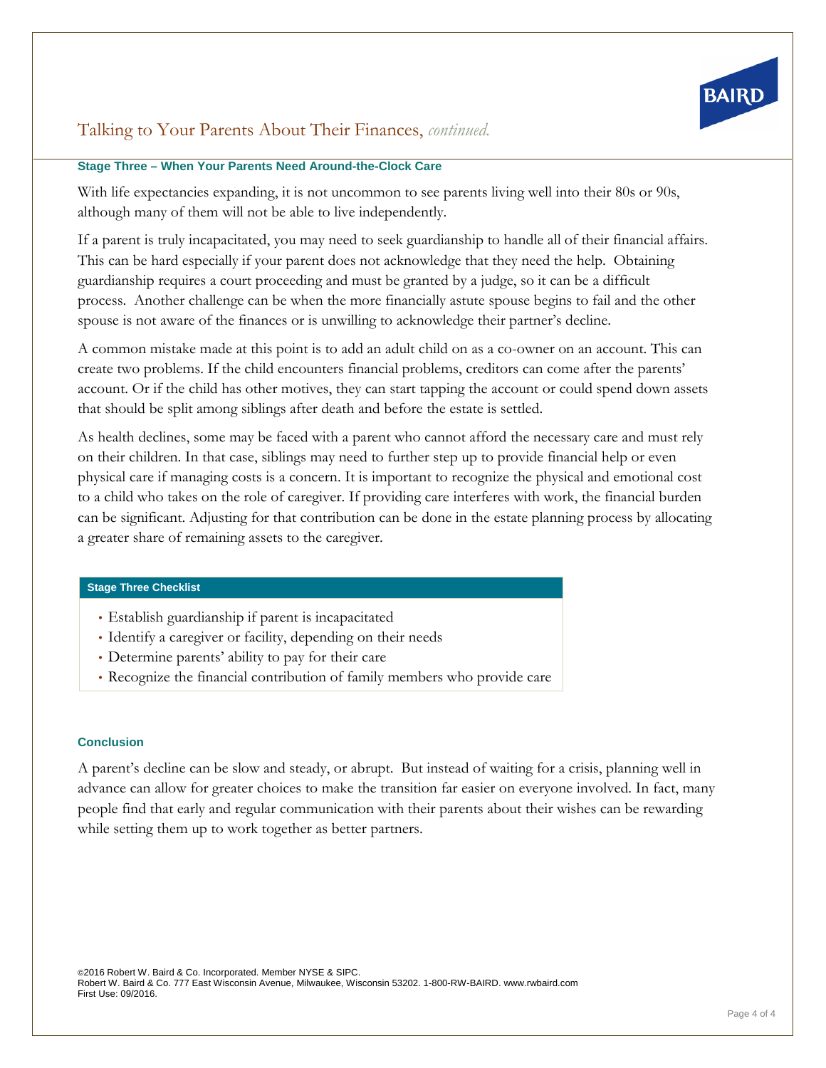## Stage Three – When Your Parents Need Around-the-Clock Care

With life expectancies expanding, it is not uncommon to see parents living well into their 80s or 90s, although many of them will not be able to live independently.

If a parent is truly incapacitated, you may need to seek guardianship to handle all of their financial affairs. This can be hard especially if your parent does not acknowledge that they need the help. Obtaining guardianship requires a court proceeding and must be granted by a judge, so it can be a difficult process. Another challenge can be when the more financially astute spouse begins to fail and the other spouse is not aware of the finances or is unwilling to acknowledge their partner's decline.

A common mistake made at this point is to add an adult child on as a co-owner on an account. This can create two problems. If the child encounters financial problems, creditors can come after the parents' account. Or if the child has other motives, they can start tapping the account or could spend down assets that should be split among siblings after death and before the estate is settled.

As health declines, some may be faced with a parent who cannot afford the necessary care and must rely on their children. In that case, siblings may need to further step up to provide financial help or even physical care if managing costs is a concern. It is important to recognize the physical and emotional cost to a child who takes on the role of caregiver. If providing care interferes with work, the financial burden can be significant. Adjusting for that contribution can be done in the estate planning process by allocating a greater share of remaining assets to the caregiver.

**Stage Three Checklist**

- Establish guardianship if parent is incapacitated
- Identify a caregiver or facility, depending on their needs
- Determine parents' ability to pay for their care
- Recognize the financial contribution of family members who provide care

## Conclusion

A parent's decline can be slow and steady, or abrupt. But instead of waiting for a crisis, planning well in advance can allow for greater choices to make the transition far easier on everyone involved. In fact, many people find that early and regular communication with their parents about their wishes can be rewarding while setting them up to work together as better partners.

©2016 Robert W. Baird & Co. Incorporated. Member NYSE & SIPC.
Robert W. Baird & Co. 777 East Wisconsin Avenue, Milwaukee, Wisconsin 53202. 1-800-RW-BAIRD. www.rwbaird.com
First Use: 09/2016.